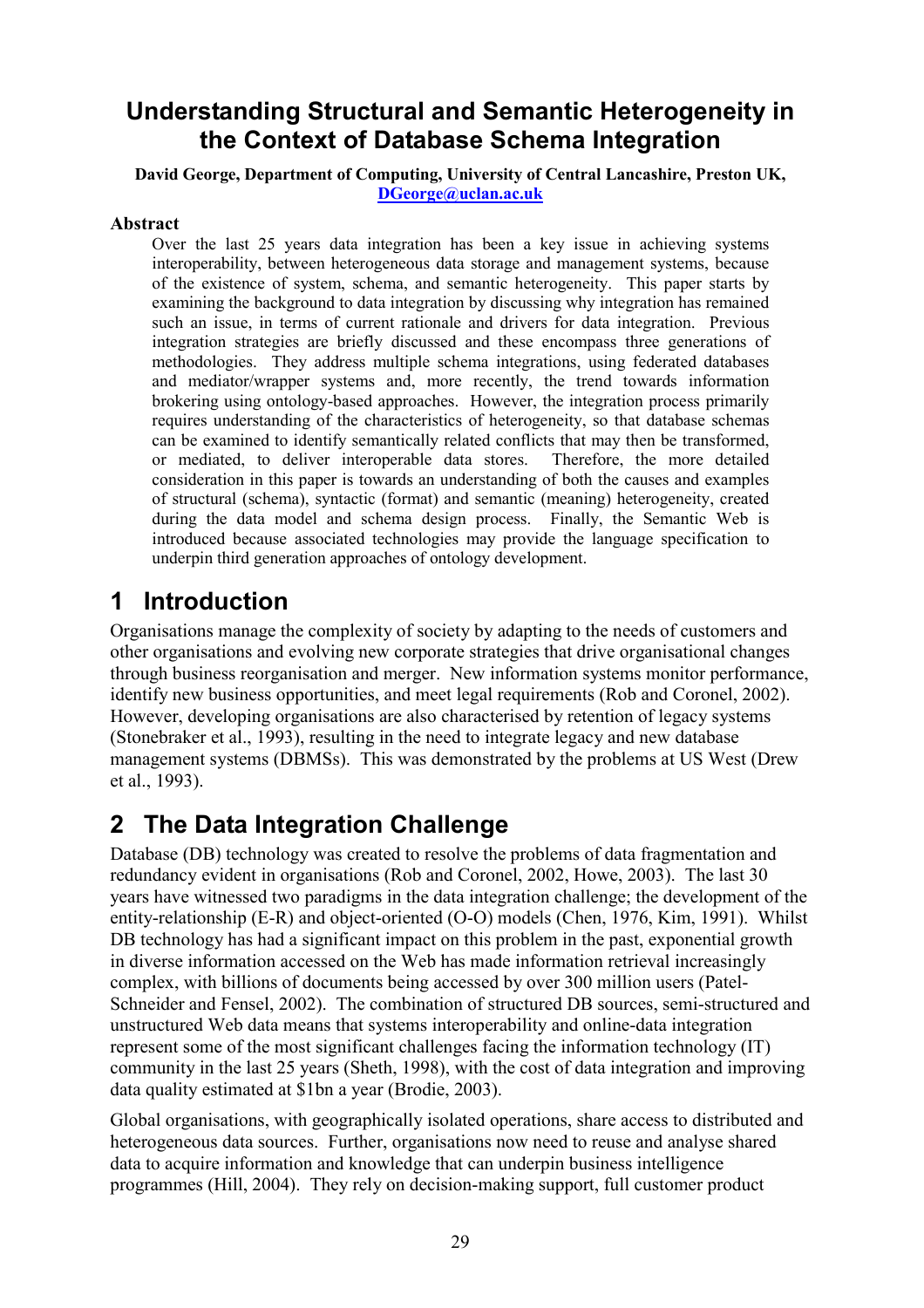# Understanding Structural and Semantic Heterogeneity in the Context of Database Schema Integration

**David George, Department of Computing, University of Central Lancashire, Preston UK, DGeorge@uclan.ac.uk**

### Abstract

Over the last 25 years data integration has been a key issue in achieving systems interoperability, between heterogeneous data storage and management systems, because of the existence of system, schema, and semantic heterogeneity. This paper starts by examining the background to data integration by discussing why integration has remained such an issue, in terms of current rationale and drivers for data integration. Previous integration strategies are briefly discussed and these encompass three generations of methodologies. They address multiple schema integrations, using federated databases and mediator/wrapper systems and, more recently, the trend towards information brokering using ontology-based approaches. However, the integration process primarily requires understanding of the characteristics of heterogeneity, so that database schemas can be examined to identify semantically related conflicts that may then be transformed, or mediated, to deliver interoperable data stores. Therefore, the more detailed consideration in this paper is towards an understanding of both the causes and examples of structural (schema), syntactic (format) and semantic (meaning) heterogeneity, created during the data model and schema design process. Finally, the Semantic Web is introduced because associated technologies may provide the language specification to underpin third generation approaches of ontology development.

## 1 Introduction

Organisations manage the complexity of society by adapting to the needs of customers and other organisations and evolving new corporate strategies that drive organisational changes through business reorganisation and merger. New information systems monitor performance, identify new business opportunities, and meet legal requirements (Rob and Coronel, 2002). However, developing organisations are also characterised by retention of legacy systems (Stonebraker et al., 1993), resulting in the need to integrate legacy and new database management systems (DBMSs). This was demonstrated by the problems at US West (Drew et al., 1993).

## 2 The Data Integration Challenge

Database (DB) technology was created to resolve the problems of data fragmentation and redundancy evident in organisations (Rob and Coronel, 2002, Howe, 2003). The last 30 years have witnessed two paradigms in the data integration challenge; the development of the entity-relationship (E-R) and object-oriented (O-O) models (Chen, 1976, Kim, 1991). Whilst DB technology has had a significant impact on this problem in the past, exponential growth in diverse information accessed on the Web has made information retrieval increasingly complex, with billions of documents being accessed by over 300 million users (Patel-Schneider and Fensel, 2002). The combination of structured DB sources, semi-structured and unstructured Web data means that systems interoperability and online-data integration represent some of the most significant challenges facing the information technology (IT) community in the last 25 years (Sheth, 1998), with the cost of data integration and improving data quality estimated at $1bn a year (Brodie, 2003).

Global organisations, with geographically isolated operations, share access to distributed and heterogeneous data sources. Further, organisations now need to reuse and analyse shared data to acquire information and knowledge that can underpin business intelligence programmes (Hill, 2004). They rely on decision-making support, full customer product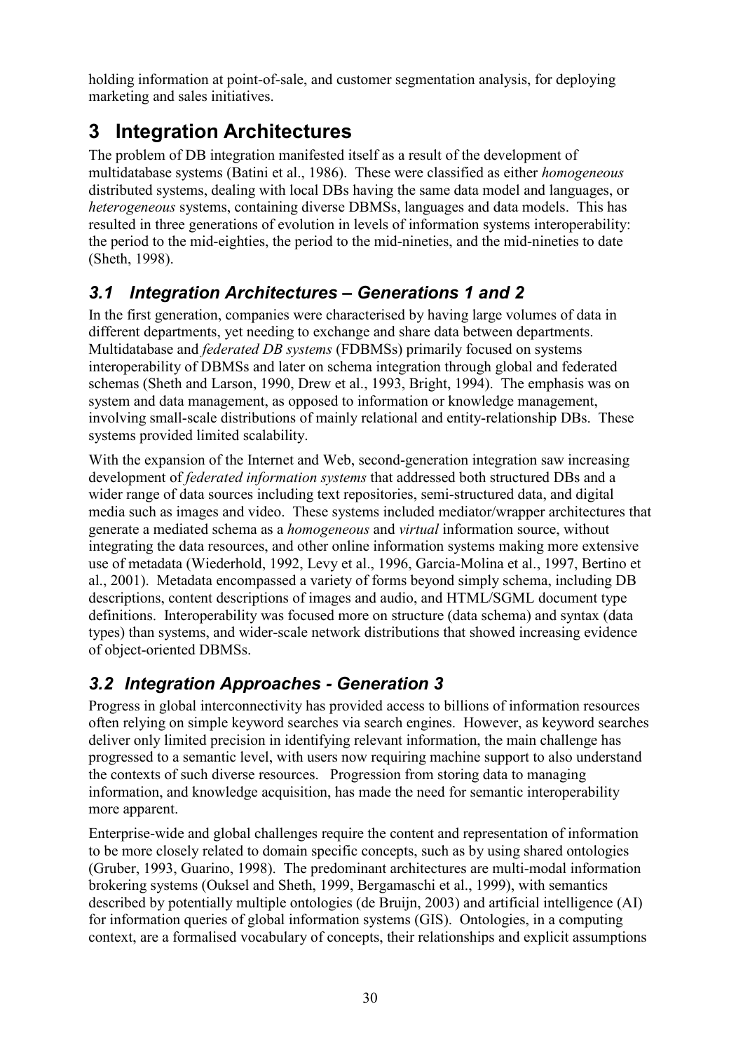holding information at point-of-sale, and customer segmentation analysis, for deploying marketing and sales initiatives.

# 3 Integration Architectures

The problem of DB integration manifested itself as a result of the development of multidatabase systems (Batini et al., 1986). These were classified as either *homogeneous* distributed systems, dealing with local DBs having the same data model and languages, or *heterogeneous* systems, containing diverse DBMSs, languages and data models. This has resulted in three generations of evolution in levels of information systems interoperability: the period to the mid-eighties, the period to the mid-nineties, and the mid-nineties to date (Sheth, 1998).

## *3.1 Integration Architectures – Generations 1 and 2*

In the first generation, companies were characterised by having large volumes of data in different departments, yet needing to exchange and share data between departments. Multidatabase and *federated DB systems* (FDBMSs) primarily focused on systems interoperability of DBMSs and later on schema integration through global and federated schemas (Sheth and Larson, 1990, Drew et al., 1993, Bright, 1994). The emphasis was on system and data management, as opposed to information or knowledge management, involving small-scale distributions of mainly relational and entity-relationship DBs. These systems provided limited scalability.

With the expansion of the Internet and Web, second-generation integration saw increasing development of *federated information systems* that addressed both structured DBs and a wider range of data sources including text repositories, semi-structured data, and digital media such as images and video. These systems included mediator/wrapper architectures that generate a mediated schema as a *homogeneous* and *virtual* information source, without integrating the data resources, and other online information systems making more extensive use of metadata (Wiederhold, 1992, Levy et al., 1996, Garcia-Molina et al., 1997, Bertino et al., 2001). Metadata encompassed a variety of forms beyond simply schema, including DB descriptions, content descriptions of images and audio, and HTML/SGML document type definitions. Interoperability was focused more on structure (data schema) and syntax (data types) than systems, and wider-scale network distributions that showed increasing evidence of object-oriented DBMSs.

## *3.2 Integration Approaches - Generation 3*

Progress in global interconnectivity has provided access to billions of information resources often relying on simple keyword searches via search engines. However, as keyword searches deliver only limited precision in identifying relevant information, the main challenge has progressed to a semantic level, with users now requiring machine support to also understand the contexts of such diverse resources. Progression from storing data to managing information, and knowledge acquisition, has made the need for semantic interoperability more apparent.

Enterprise-wide and global challenges require the content and representation of information to be more closely related to domain specific concepts, such as by using shared ontologies (Gruber, 1993, Guarino, 1998). The predominant architectures are multi-modal information brokering systems (Ouksel and Sheth, 1999, Bergamaschi et al., 1999), with semantics described by potentially multiple ontologies (de Bruijn, 2003) and artificial intelligence (AI) for information queries of global information systems (GIS). Ontologies, in a computing context, are a formalised vocabulary of concepts, their relationships and explicit assumptions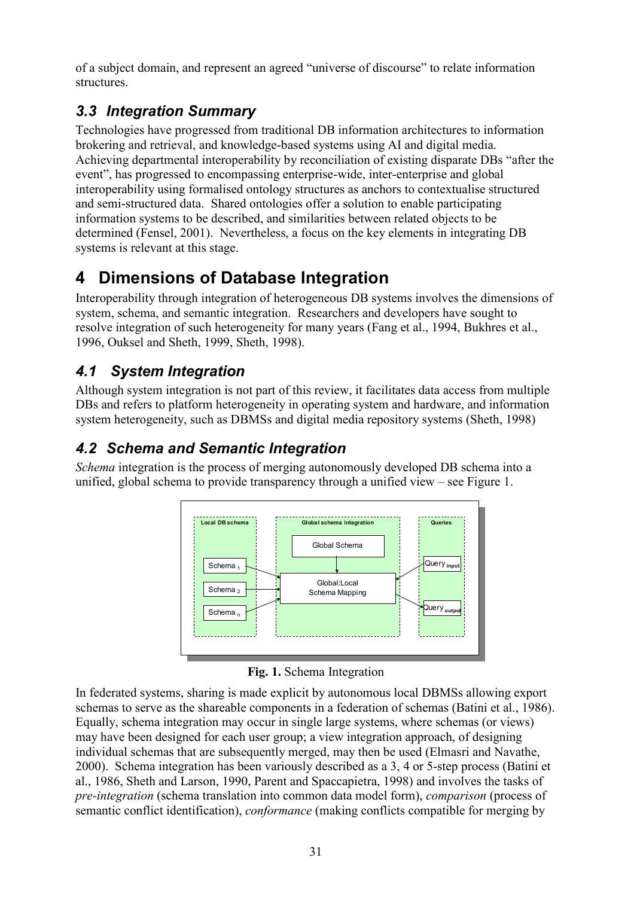of a subject domain, and represent an agreed "universe of discourse" to relate information structures.

### *3.3 Integration Summary*

Technologies have progressed from traditional DB information architectures to information brokering and retrieval, and knowledge-based systems using AI and digital media. Achieving departmental interoperability by reconciliation of existing disparate DBs "after the event", has progressed to encompassing enterprise-wide, inter-enterprise and global interoperability using formalised ontology structures as anchors to contextualise structured and semi-structured data. Shared ontologies offer a solution to enable participating information systems to be described, and similarities between related objects to be determined (Fensel, 2001). Nevertheless, a focus on the key elements in integrating DB systems is relevant at this stage.

## 4 Dimensions of Database Integration

Interoperability through integration of heterogeneous DB systems involves the dimensions of system, schema, and semantic integration. Researchers and developers have sought to resolve integration of such heterogeneity for many years (Fang et al., 1994, Bukhres et al., 1996, Ouksel and Sheth, 1999, Sheth, 1998).

### *4.1 System Integration*

Although system integration is not part of this review, it facilitates data access from multiple DBs and refers to platform heterogeneity in operating system and hardware, and information system heterogeneity, such as DBMSs and digital media repository systems (Sheth, 1998)

### *4.2 Schema and Semantic Integration*

*Schema* integration is the process of merging autonomously developed DB schema into a unified, global schema to provide transparency through a unified view – see Figure 1.

**Fig. 1.** Schema Integration

In federated systems, sharing is made explicit by autonomous local DBMSs allowing export schemas to serve as the shareable components in a federation of schemas (Batini et al., 1986). Equally, schema integration may occur in single large systems, where schemas (or views) may have been designed for each user group; a view integration approach, of designing individual schemas that are subsequently merged, may then be used (Elmasri and Navathe, 2000). Schema integration has been variously described as a 3, 4 or 5-step process (Batini et al., 1986, Sheth and Larson, 1990, Parent and Spaccapietra, 1998) and involves the tasks of *pre-integration* (schema translation into common data model form), *comparison* (process of semantic conflict identification), *conformance* (making conflicts compatible for merging by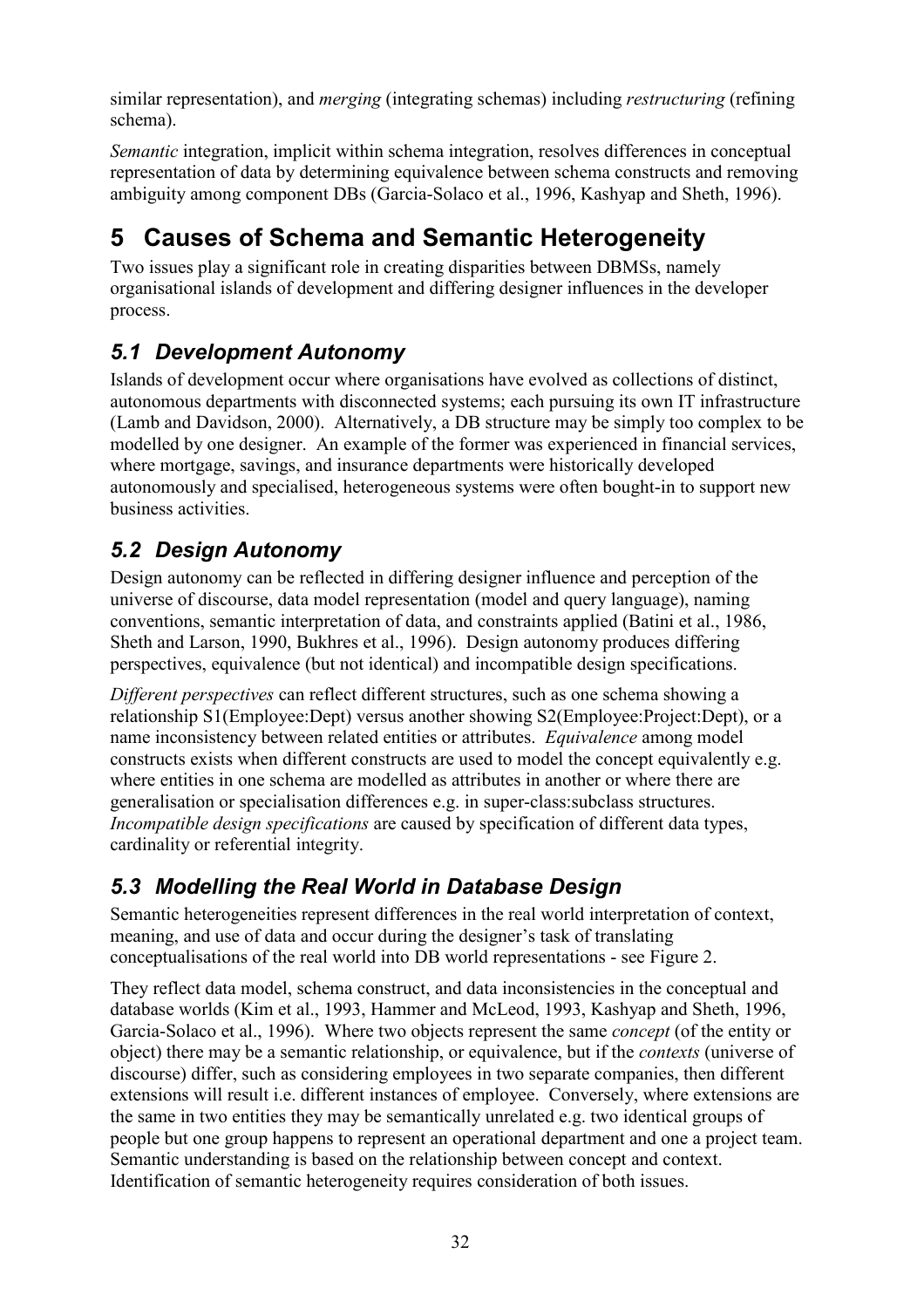similar representation), and *merging* (integrating schemas) including *restructuring* (refining schema).

*Semantic* integration, implicit within schema integration, resolves differences in conceptual representation of data by determining equivalence between schema constructs and removing ambiguity among component DBs (Garcia-Solaco et al., 1996, Kashyap and Sheth, 1996).

# 5 Causes of Schema and Semantic Heterogeneity

Two issues play a significant role in creating disparities between DBMSs, namely organisational islands of development and differing designer influences in the developer process.

## *5.1 Development Autonomy*

Islands of development occur where organisations have evolved as collections of distinct, autonomous departments with disconnected systems; each pursuing its own IT infrastructure (Lamb and Davidson, 2000). Alternatively, a DB structure may be simply too complex to be modelled by one designer. An example of the former was experienced in financial services, where mortgage, savings, and insurance departments were historically developed autonomously and specialised, heterogeneous systems were often bought-in to support new business activities.

## *5.2 Design Autonomy*

Design autonomy can be reflected in differing designer influence and perception of the universe of discourse, data model representation (model and query language), naming conventions, semantic interpretation of data, and constraints applied (Batini et al., 1986, Sheth and Larson, 1990, Bukhres et al., 1996). Design autonomy produces differing perspectives, equivalence (but not identical) and incompatible design specifications.

*Different perspectives* can reflect different structures, such as one schema showing a relationship S1(Employee:Dept) versus another showing S2(Employee:Project:Dept), or a name inconsistency between related entities or attributes. *Equivalence* among model constructs exists when different constructs are used to model the concept equivalently e.g. where entities in one schema are modelled as attributes in another or where there are generalisation or specialisation differences e.g. in super-class:subclass structures. *Incompatible design specifications* are caused by specification of different data types, cardinality or referential integrity.

## *5.3 Modelling the Real World in Database Design*

Semantic heterogeneities represent differences in the real world interpretation of context, meaning, and use of data and occur during the designer's task of translating conceptualisations of the real world into DB world representations - see Figure 2.

They reflect data model, schema construct, and data inconsistencies in the conceptual and database worlds (Kim et al., 1993, Hammer and McLeod, 1993, Kashyap and Sheth, 1996, Garcia-Solaco et al., 1996). Where two objects represent the same *concept* (of the entity or object) there may be a semantic relationship, or equivalence, but if the *contexts* (universe of discourse) differ, such as considering employees in two separate companies, then different extensions will result i.e. different instances of employee. Conversely, where extensions are the same in two entities they may be semantically unrelated e.g. two identical groups of people but one group happens to represent an operational department and one a project team. Semantic understanding is based on the relationship between concept and context. Identification of semantic heterogeneity requires consideration of both issues.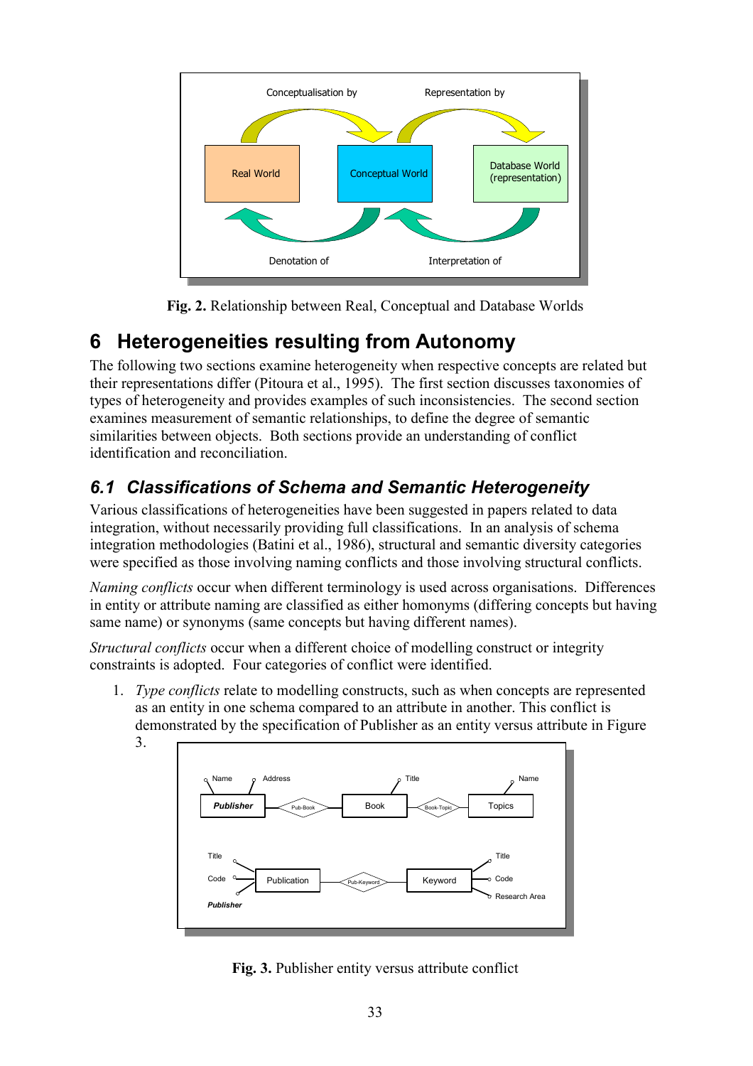**Fig. 2.** Relationship between Real, Conceptual and Database Worlds

## 6 Heterogeneities resulting from Autonomy

The following two sections examine heterogeneity when respective concepts are related but their representations differ (Pitoura et al., 1995). The first section discusses taxonomies of types of heterogeneity and provides examples of such inconsistencies. The second section examines measurement of semantic relationships, to define the degree of semantic similarities between objects. Both sections provide an understanding of conflict identification and reconciliation.

### 6.1 Classifications of Schema and Semantic Heterogeneity

Various classifications of heterogeneities have been suggested in papers related to data integration, without necessarily providing full classifications. In an analysis of schema integration methodologies (Batini et al., 1986), structural and semantic diversity categories were specified as those involving naming conflicts and those involving structural conflicts.

*Naming conflicts* occur when different terminology is used across organisations. Differences in entity or attribute naming are classified as either homonyms (differing concepts but having same name) or synonyms (same concepts but having different names).

*Structural conflicts* occur when a different choice of modelling construct or integrity constraints is adopted. Four categories of conflict were identified.

1. *Type conflicts* relate to modelling constructs, such as when concepts are represented as an entity in one schema compared to an attribute in another. This conflict is demonstrated by the specification of Publisher as an entity versus attribute in Figure 3.

**Fig. 3.** Publisher entity versus attribute conflict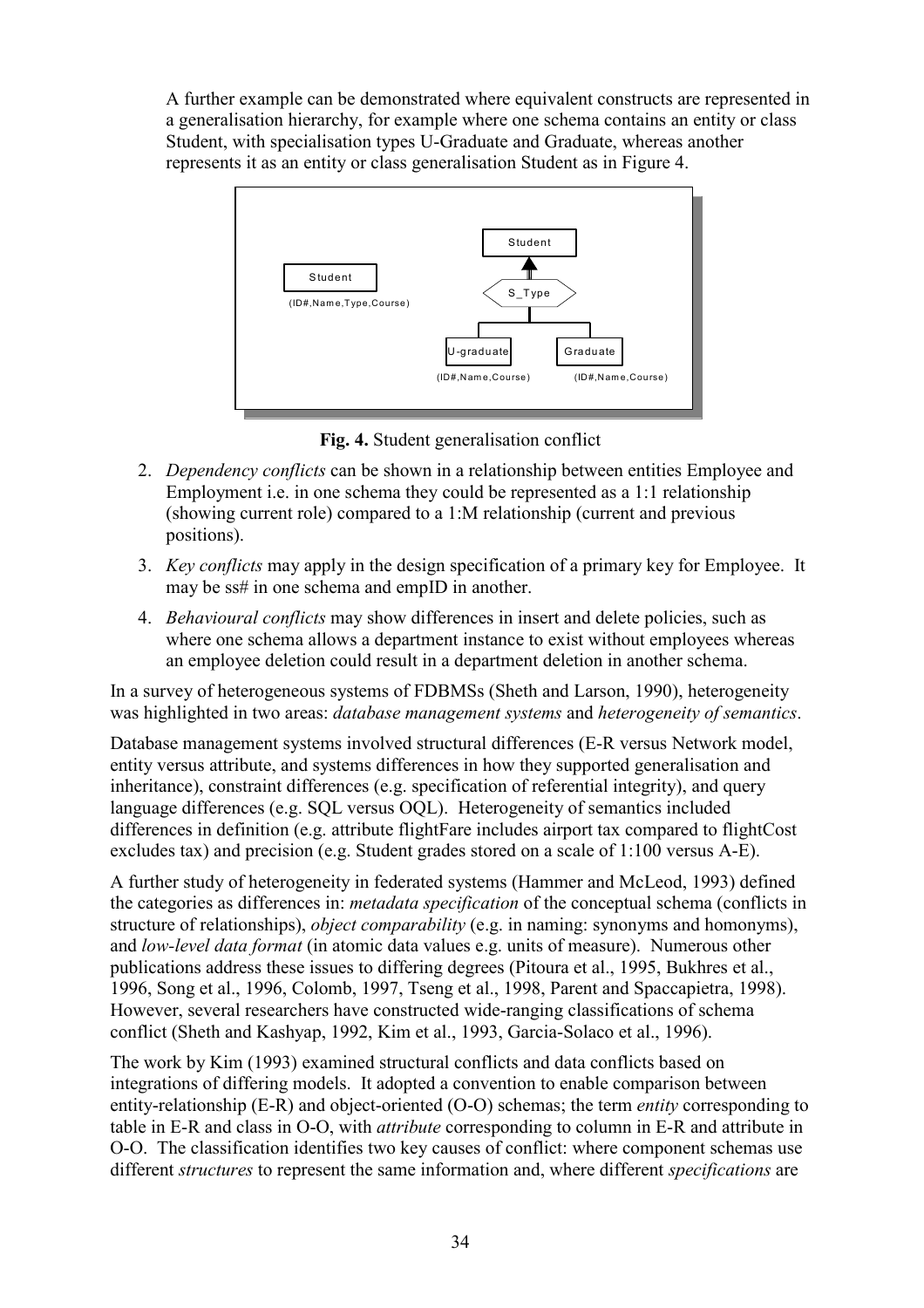A further example can be demonstrated where equivalent constructs are represented in a generalisation hierarchy, for example where one schema contains an entity or class Student, with specialisation types U-Graduate and Graduate, whereas another represents it as an entity or class generalisation Student as in Figure 4.

**Fig. 4.** Student generalisation conflict

2. *Dependency conflicts* can be shown in a relationship between entities Employee and Employment i.e. in one schema they could be represented as a 1:1 relationship (showing current role) compared to a 1:M relationship (current and previous positions).
3. *Key conflicts* may apply in the design specification of a primary key for Employee. It may be ss# in one schema and empID in another.
4. *Behavioural conflicts* may show differences in insert and delete policies, such as where one schema allows a department instance to exist without employees whereas an employee deletion could result in a department deletion in another schema.

In a survey of heterogeneous systems of FDBMSs (Sheth and Larson, 1990), heterogeneity was highlighted in two areas: *database management systems* and *heterogeneity of semantics*.

Database management systems involved structural differences (E-R versus Network model, entity versus attribute, and systems differences in how they supported generalisation and inheritance), constraint differences (e.g. specification of referential integrity), and query language differences (e.g. SQL versus OQL). Heterogeneity of semantics included differences in definition (e.g. attribute flightFare includes airport tax compared to flightCost excludes tax) and precision (e.g. Student grades stored on a scale of 1:100 versus A-E).

A further study of heterogeneity in federated systems (Hammer and McLeod, 1993) defined the categories as differences in: *metadata specification* of the conceptual schema (conflicts in structure of relationships), *object comparability* (e.g. in naming: synonyms and homonyms), and *low-level data format* (in atomic data values e.g. units of measure). Numerous other publications address these issues to differing degrees (Pitoura et al., 1995, Bukhres et al., 1996, Song et al., 1996, Colomb, 1997, Tseng et al., 1998, Parent and Spaccapietra, 1998). However, several researchers have constructed wide-ranging classifications of schema conflict (Sheth and Kashyap, 1992, Kim et al., 1993, Garcia-Solaco et al., 1996).

The work by Kim (1993) examined structural conflicts and data conflicts based on integrations of differing models. It adopted a convention to enable comparison between entity-relationship (E-R) and object-oriented (O-O) schemas; the term *entity* corresponding to table in E-R and class in O-O, with *attribute* corresponding to column in E-R and attribute in O-O. The classification identifies two key causes of conflict: where component schemas use different *structures* to represent the same information and, where different *specifications* are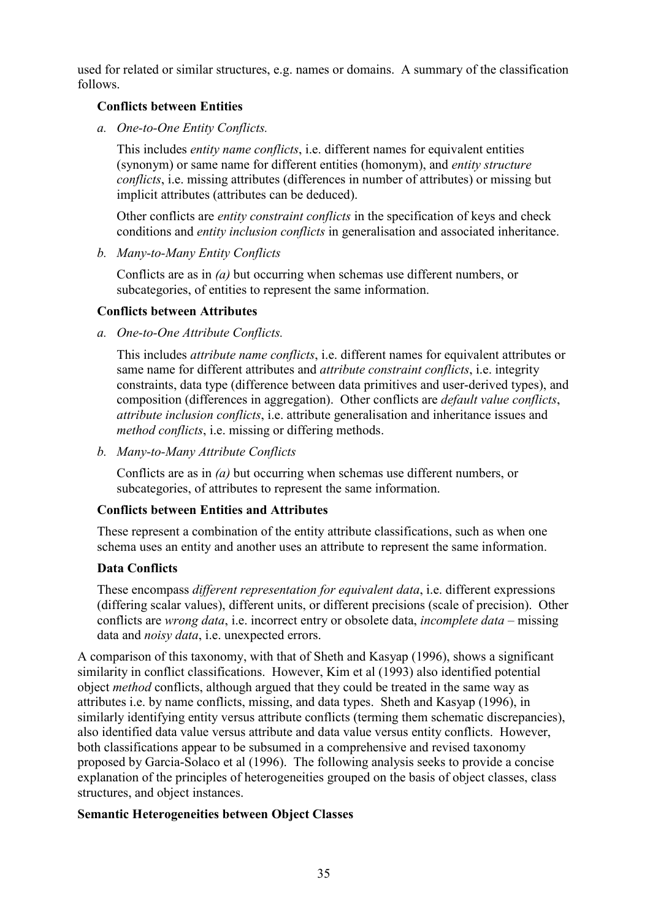used for related or similar structures, e.g. names or domains. A summary of the classification follows.

**Conflicts between Entities**

*a. One-to-One Entity Conflicts.*

This includes *entity name conflicts*, i.e. different names for equivalent entities (synonym) or same name for different entities (homonym), and *entity structure conflicts*, i.e. missing attributes (differences in number of attributes) or missing but implicit attributes (attributes can be deduced).

Other conflicts are *entity constraint conflicts* in the specification of keys and check conditions and *entity inclusion conflicts* in generalisation and associated inheritance.

*b. Many-to-Many Entity Conflicts*

Conflicts are as in *(a)* but occurring when schemas use different numbers, or subcategories, of entities to represent the same information.

**Conflicts between Attributes**

*a. One-to-One Attribute Conflicts.*

This includes *attribute name conflicts*, i.e. different names for equivalent attributes or same name for different attributes and *attribute constraint conflicts*, i.e. integrity constraints, data type (difference between data primitives and user-derived types), and composition (differences in aggregation). Other conflicts are *default value conflicts*, *attribute inclusion conflicts*, i.e. attribute generalisation and inheritance issues and *method conflicts*, i.e. missing or differing methods.

*b. Many-to-Many Attribute Conflicts*

Conflicts are as in *(a)* but occurring when schemas use different numbers, or subcategories, of attributes to represent the same information.

**Conflicts between Entities and Attributes**

These represent a combination of the entity attribute classifications, such as when one schema uses an entity and another uses an attribute to represent the same information.

**Data Conflicts**

These encompass *different representation for equivalent data*, i.e. different expressions (differing scalar values), different units, or different precisions (scale of precision). Other conflicts are *wrong data*, i.e. incorrect entry or obsolete data, *incomplete data* – missing data and *noisy data*, i.e. unexpected errors.

A comparison of this taxonomy, with that of Sheth and Kasyap (1996), shows a significant similarity in conflict classifications. However, Kim et al (1993) also identified potential object *method* conflicts, although argued that they could be treated in the same way as attributes i.e. by name conflicts, missing, and data types. Sheth and Kasyap (1996), in similarly identifying entity versus attribute conflicts (terming them schematic discrepancies), also identified data value versus attribute and data value versus entity conflicts. However, both classifications appear to be subsumed in a comprehensive and revised taxonomy proposed by Garcia-Solaco et al (1996). The following analysis seeks to provide a concise explanation of the principles of heterogeneities grouped on the basis of object classes, class structures, and object instances.

**Semantic Heterogeneities between Object Classes**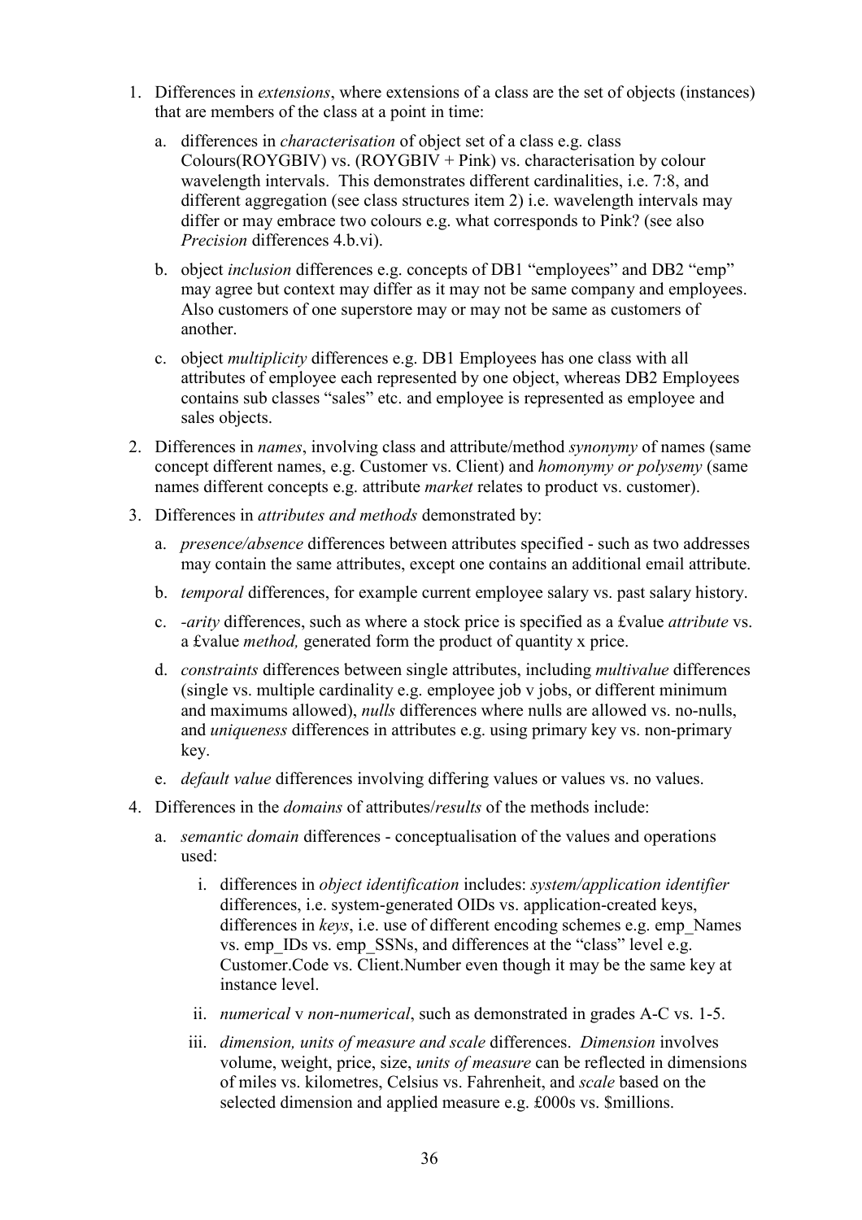1. Differences in *extensions*, where extensions of a class are the set of objects (instances) that are members of the class at a point in time:

   a. differences in *characterisation* of object set of a class e.g. class Colours(ROYGBIV) vs. (ROYGBIV + Pink) vs. characterisation by colour wavelength intervals. This demonstrates different cardinalities, i.e. 7:8, and different aggregation (see class structures item 2) i.e. wavelength intervals may differ or may embrace two colours e.g. what corresponds to Pink? (see also *Precision* differences 4.b.vi).

   b. object *inclusion* differences e.g. concepts of DB1 "employees" and DB2 "emp" may agree but context may differ as it may not be same company and employees. Also customers of one superstore may or may not be same as customers of another.

   c. object *multiplicity* differences e.g. DB1 Employees has one class with all attributes of employee each represented by one object, whereas DB2 Employees contains sub classes "sales" etc. and employee is represented as employee and sales objects.

2. Differences in *names*, involving class and attribute/method *synonymy* of names (same concept different names, e.g. Customer vs. Client) and *homonymy or polysemy* (same names different concepts e.g. attribute *market* relates to product vs. customer).

3. Differences in *attributes and methods* demonstrated by:

   a. *presence/absence* differences between attributes specified - such as two addresses may contain the same attributes, except one contains an additional email attribute.

   b. *temporal* differences, for example current employee salary vs. past salary history.

   c. *-arity* differences, such as where a stock price is specified as a £value *attribute* vs. a £value *method,* generated form the product of quantity x price.

   d. *constraints* differences between single attributes, including *multivalue* differences (single vs. multiple cardinality e.g. employee job v jobs, or different minimum and maximums allowed), *nulls* differences where nulls are allowed vs. no-nulls, and *uniqueness* differences in attributes e.g. using primary key vs. non-primary key.

   e. *default value* differences involving differing values or values vs. no values.

4. Differences in the *domains* of attributes/*results* of the methods include:

   a. *semantic domain* differences - conceptualisation of the values and operations used:

      i. differences in *object identification* includes: *system/application identifier* differences, i.e. system-generated OIDs vs. application-created keys, differences in *keys*, i.e. use of different encoding schemes e.g. emp_Names vs. emp_IDs vs. emp_SSNs, and differences at the "class" level e.g. Customer.Code vs. Client.Number even though it may be the same key at instance level.

      ii. *numerical* v *non-numerical*, such as demonstrated in grades A-C vs. 1-5.

      iii. *dimension, units of measure and scale* differences. *Dimension* involves volume, weight, price, size, *units of measure* can be reflected in dimensions of miles vs. kilometres, Celsius vs. Fahrenheit, and *scale* based on the selected dimension and applied measure e.g. £000s vs. $millions.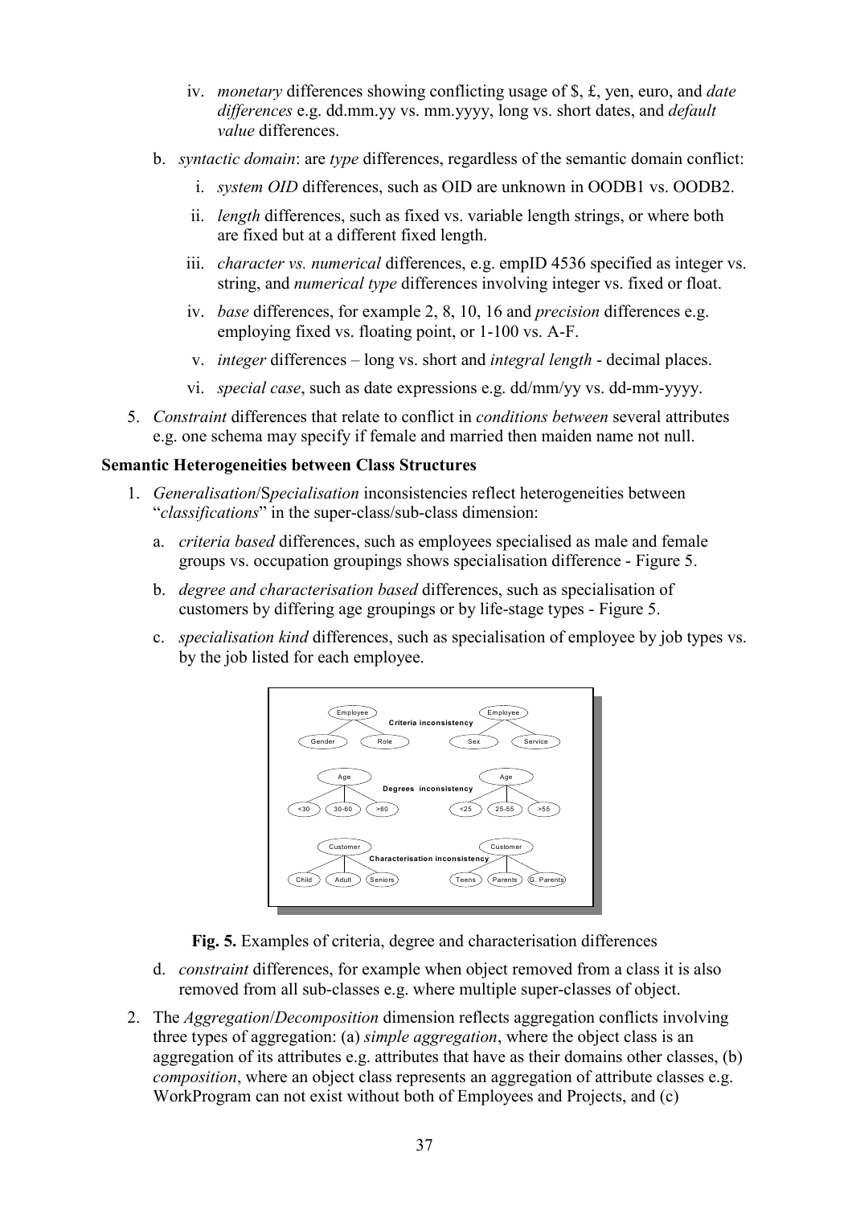iv. *monetary* differences showing conflicting usage of $, £, yen, euro, and *date differences* e.g. dd.mm.yy vs. mm.yyyy, long vs. short dates, and *default value* differences.

b. *syntactic domain*: are *type* differences, regardless of the semantic domain conflict:

   i. *system OID* differences, such as OID are unknown in OODB1 vs. OODB2.

   ii. *length* differences, such as fixed vs. variable length strings, or where both are fixed but at a different fixed length.

   iii. *character vs. numerical* differences, e.g. empID 4536 specified as integer vs. string, and *numerical type* differences involving integer vs. fixed or float.

   iv. *base* differences, for example 2, 8, 10, 16 and *precision* differences e.g. employing fixed vs. floating point, or 1-100 vs. A-F.

   v. *integer* differences – long vs. short and *integral length* - decimal places.

   vi. *special case*, such as date expressions e.g. dd/mm/yy vs. dd-mm-yyyy.

5. *Constraint* differences that relate to conflict in *conditions between* several attributes e.g. one schema may specify if female and married then maiden name not null.

**Semantic Heterogeneities between Class Structures**

1. *Generalisation*/*Specialisation* inconsistencies reflect heterogeneities between "*classifications*" in the super-class/sub-class dimension:

   a. *criteria based* differences, such as employees specialised as male and female groups vs. occupation groupings shows specialisation difference - Figure 5.

   b. *degree and characterisation based* differences, such as specialisation of customers by differing age groupings or by life-stage types - Figure 5.

   c. *specialisation kind* differences, such as specialisation of employee by job types vs. by the job listed for each employee.

**Fig. 5.** Examples of criteria, degree and characterisation differences

   d. *constraint* differences, for example when object removed from a class it is also removed from all sub-classes e.g. where multiple super-classes of object.

2. The *Aggregation*/*Decomposition* dimension reflects aggregation conflicts involving three types of aggregation: (a) *simple aggregation*, where the object class is an aggregation of its attributes e.g. attributes that have as their domains other classes, (b) *composition*, where an object class represents an aggregation of attribute classes e.g. WorkProgram can not exist without both of Employees and Projects, and (c)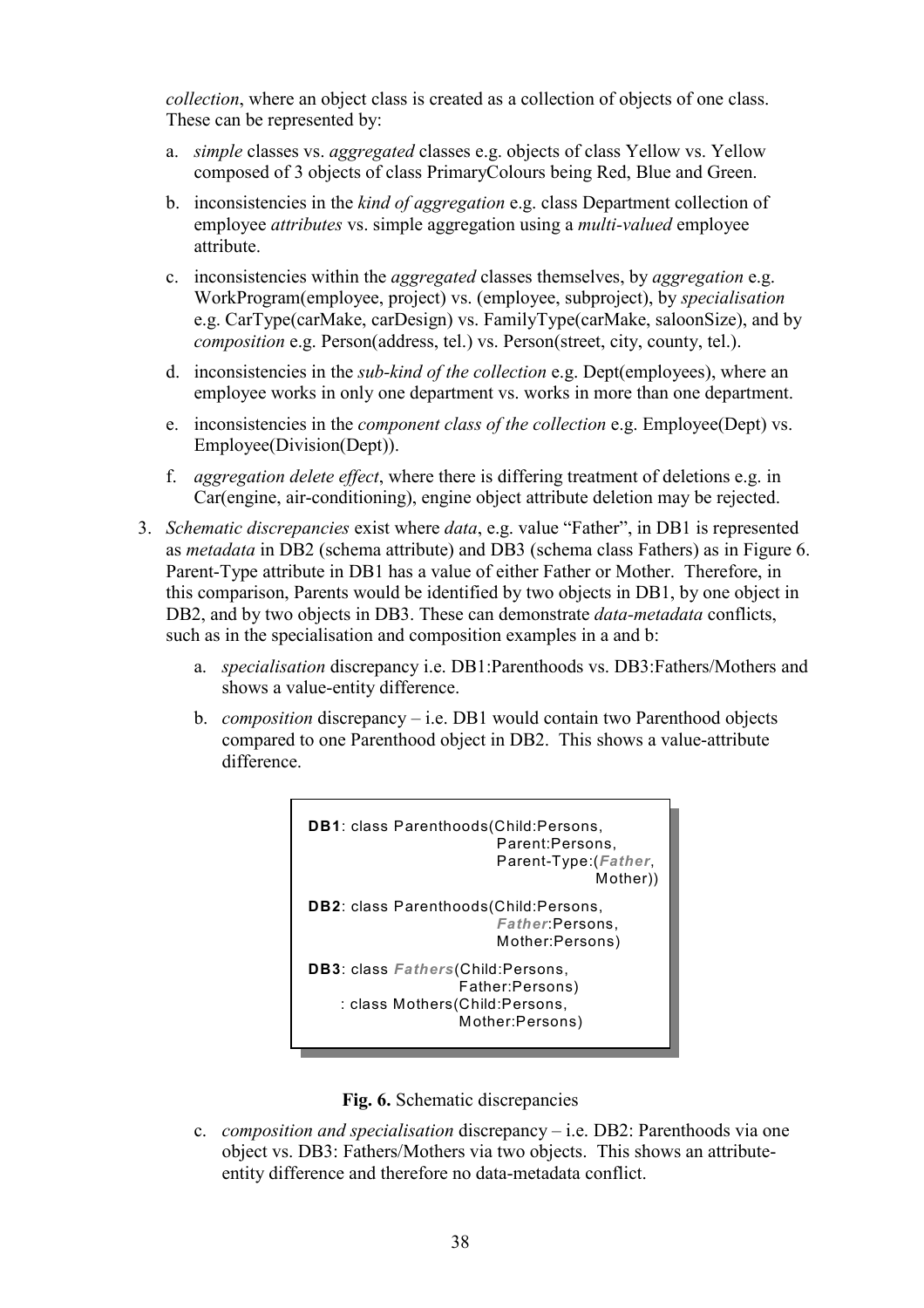*collection*, where an object class is created as a collection of objects of one class. These can be represented by:

a. *simple* classes vs. *aggregated* classes e.g. objects of class Yellow vs. Yellow composed of 3 objects of class PrimaryColours being Red, Blue and Green.

b. inconsistencies in the *kind of aggregation* e.g. class Department collection of employee *attributes* vs. simple aggregation using a *multi-valued* employee attribute.

c. inconsistencies within the *aggregated* classes themselves, by *aggregation* e.g. WorkProgram(employee, project) vs. (employee, subproject), by *specialisation* e.g. CarType(carMake, carDesign) vs. FamilyType(carMake, saloonSize), and by *composition* e.g. Person(address, tel.) vs. Person(street, city, county, tel.).

d. inconsistencies in the *sub-kind of the collection* e.g. Dept(employees), where an employee works in only one department vs. works in more than one department.

e. inconsistencies in the *component class of the collection* e.g. Employee(Dept) vs. Employee(Division(Dept)).

f. *aggregation delete effect*, where there is differing treatment of deletions e.g. in Car(engine, air-conditioning), engine object attribute deletion may be rejected.

3. *Schematic discrepancies* exist where *data*, e.g. value "Father", in DB1 is represented as *metadata* in DB2 (schema attribute) and DB3 (schema class Fathers) as in Figure 6. Parent-Type attribute in DB1 has a value of either Father or Mother. Therefore, in this comparison, Parents would be identified by two objects in DB1, by one object in DB2, and by two objects in DB3. These can demonstrate *data-metadata* conflicts, such as in the specialisation and composition examples in a and b:

   a. *specialisation* discrepancy i.e. DB1:Parenthoods vs. DB3:Fathers/Mothers and shows a value-entity difference.

   b. *composition* discrepancy – i.e. DB1 would contain two Parenthood objects compared to one Parenthood object in DB2. This shows a value-attribute difference.

```
DB1: class Parenthoods(Child:Persons,
                       Parent:Persons,
                       Parent-Type:(Father,
                                    Mother))
DB2: class Parenthoods(Child:Persons,
                       Father:Persons,
                       Mother:Persons)
DB3: class Fathers(Child:Persons,
                   Father:Persons)
   : class Mothers(Child:Persons,
                   Mother:Persons)
```

**Fig. 6.** Schematic discrepancies

   c. *composition and specialisation* discrepancy – i.e. DB2: Parenthoods via one object vs. DB3: Fathers/Mothers via two objects. This shows an attribute-entity difference and therefore no data-metadata conflict.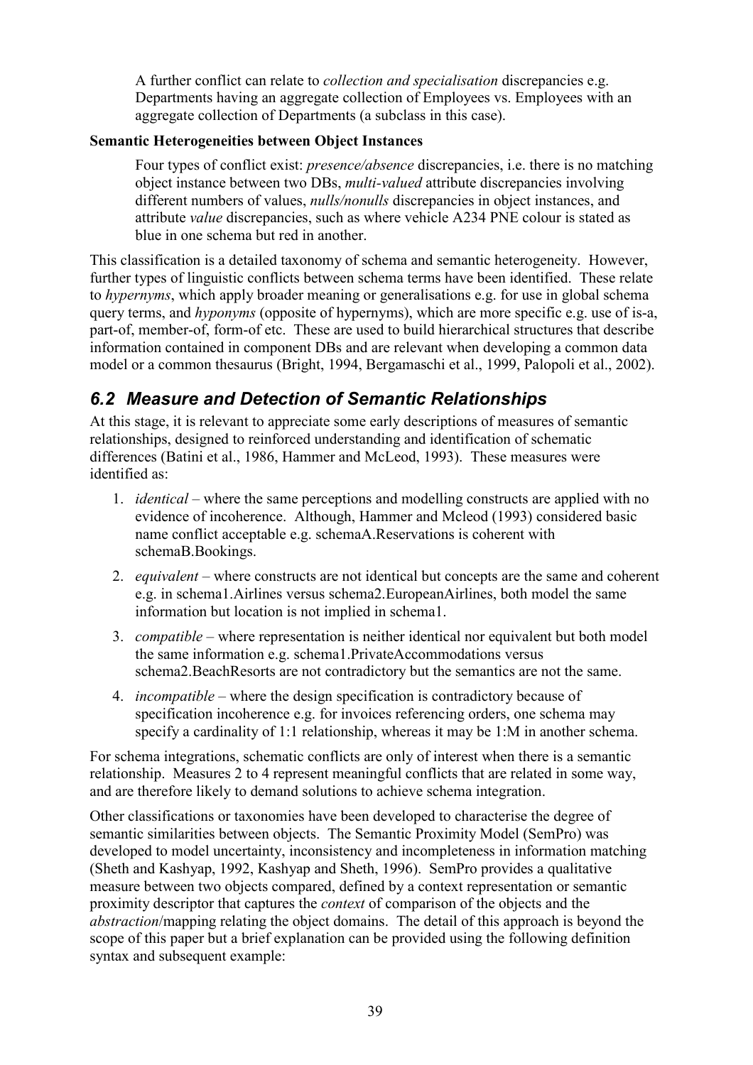A further conflict can relate to *collection and specialisation* discrepancies e.g. Departments having an aggregate collection of Employees vs. Employees with an aggregate collection of Departments (a subclass in this case).

**Semantic Heterogeneities between Object Instances**

Four types of conflict exist: *presence/absence* discrepancies, i.e. there is no matching object instance between two DBs, *multi-valued* attribute discrepancies involving different numbers of values, *nulls/nonulls* discrepancies in object instances, and attribute *value* discrepancies, such as where vehicle A234 PNE colour is stated as blue in one schema but red in another.

This classification is a detailed taxonomy of schema and semantic heterogeneity. However, further types of linguistic conflicts between schema terms have been identified. These relate to *hypernyms*, which apply broader meaning or generalisations e.g. for use in global schema query terms, and *hyponyms* (opposite of hypernyms), which are more specific e.g. use of is-a, part-of, member-of, form-of etc. These are used to build hierarchical structures that describe information contained in component DBs and are relevant when developing a common data model or a common thesaurus (Bright, 1994, Bergamaschi et al., 1999, Palopoli et al., 2002).

## *6.2 Measure and Detection of Semantic Relationships*

At this stage, it is relevant to appreciate some early descriptions of measures of semantic relationships, designed to reinforced understanding and identification of schematic differences (Batini et al., 1986, Hammer and McLeod, 1993). These measures were identified as:

1. *identical* – where the same perceptions and modelling constructs are applied with no evidence of incoherence. Although, Hammer and Mcleod (1993) considered basic name conflict acceptable e.g. schemaA.Reservations is coherent with schemaB.Bookings.
2. *equivalent* – where constructs are not identical but concepts are the same and coherent e.g. in schema1.Airlines versus schema2.EuropeanAirlines, both model the same information but location is not implied in schema1.
3. *compatible* – where representation is neither identical nor equivalent but both model the same information e.g. schema1.PrivateAccommodations versus schema2.BeachResorts are not contradictory but the semantics are not the same.
4. *incompatible* – where the design specification is contradictory because of specification incoherence e.g. for invoices referencing orders, one schema may specify a cardinality of 1:1 relationship, whereas it may be 1:M in another schema.

For schema integrations, schematic conflicts are only of interest when there is a semantic relationship. Measures 2 to 4 represent meaningful conflicts that are related in some way, and are therefore likely to demand solutions to achieve schema integration.

Other classifications or taxonomies have been developed to characterise the degree of semantic similarities between objects. The Semantic Proximity Model (SemPro) was developed to model uncertainty, inconsistency and incompleteness in information matching (Sheth and Kashyap, 1992, Kashyap and Sheth, 1996). SemPro provides a qualitative measure between two objects compared, defined by a context representation or semantic proximity descriptor that captures the *context* of comparison of the objects and the *abstraction*/mapping relating the object domains. The detail of this approach is beyond the scope of this paper but a brief explanation can be provided using the following definition syntax and subsequent example: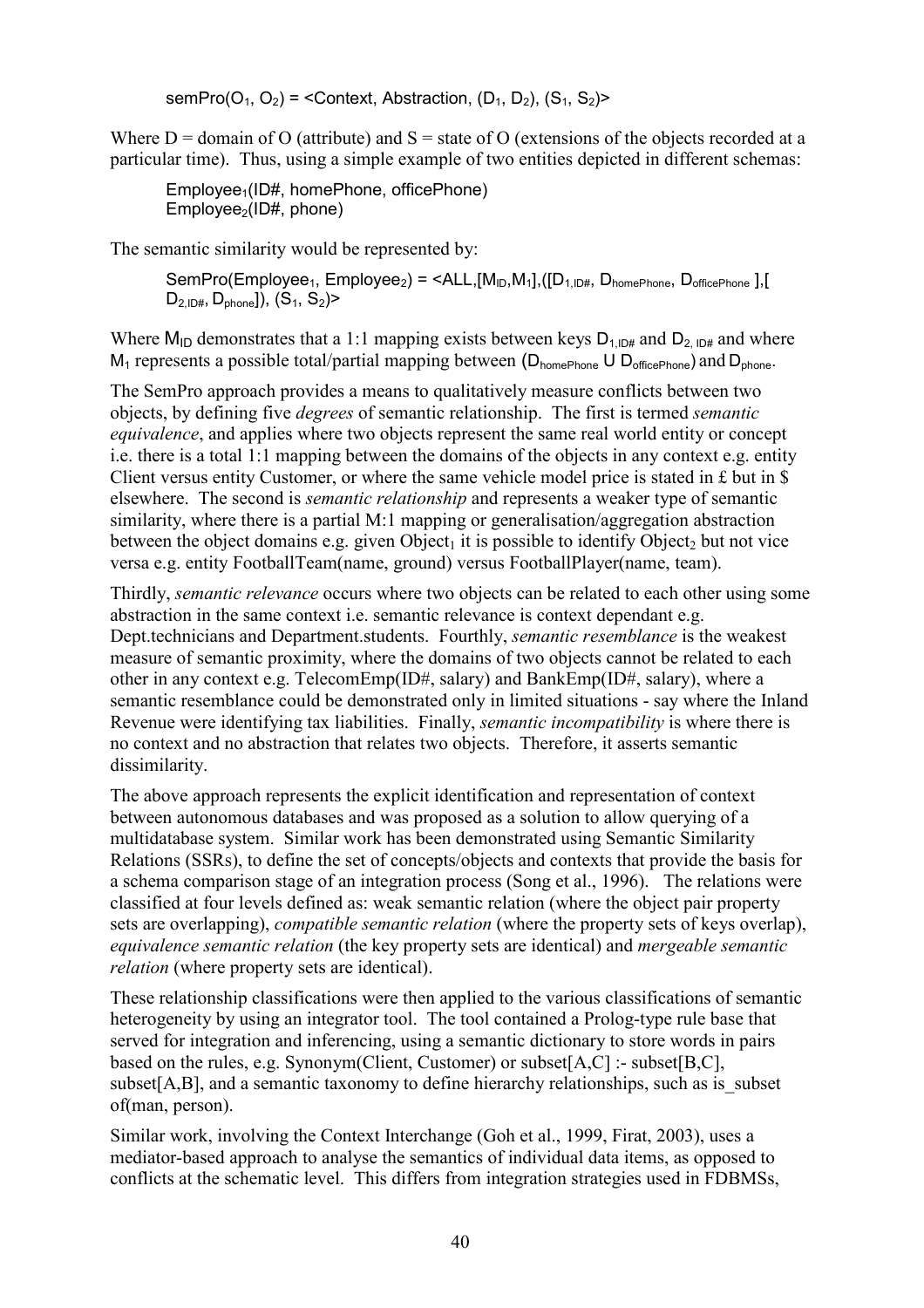$semPro(O_1, O_2) = <Context, Abstraction, (D_1, D_2), (S_1, S_2)>$

Where D = domain of O (attribute) and S = state of O (extensions of the objects recorded at a particular time). Thus, using a simple example of two entities depicted in different schemas:

$Employee_1$(ID#, homePhone, officePhone)
$Employee_2$(ID#, phone)

The semantic similarity would be represented by:

$SemPro(Employee_1, Employee_2) = <ALL,[M_{ID},M_1],([D_{1,ID\#}, D_{homePhone}, D_{officePhone}],[D_{2,ID\#}, D_{phone}]), (S_1, S_2)>$

Where $M_{ID}$ demonstrates that a 1:1 mapping exists between keys $D_{1,ID\#}$ and $D_{2,ID\#}$ and where $M_1$ represents a possible total/partial mapping between $(D_{homePhone} \cup D_{officePhone})$ and $D_{phone}$.

The SemPro approach provides a means to qualitatively measure conflicts between two objects, by defining five *degrees* of semantic relationship. The first is termed *semantic equivalence*, and applies where two objects represent the same real world entity or concept i.e. there is a total 1:1 mapping between the domains of the objects in any context e.g. entity Client versus entity Customer, or where the same vehicle model price is stated in £ but in $ elsewhere. The second is *semantic relationship* and represents a weaker type of semantic similarity, where there is a partial M:1 mapping or generalisation/aggregation abstraction between the object domains e.g. given $Object_1$ it is possible to identify $Object_2$ but not vice versa e.g. entity FootballTeam(name, ground) versus FootballPlayer(name, team).

Thirdly, *semantic relevance* occurs where two objects can be related to each other using some abstraction in the same context i.e. semantic relevance is context dependant e.g. Dept.technicians and Department.students. Fourthly, *semantic resemblance* is the weakest measure of semantic proximity, where the domains of two objects cannot be related to each other in any context e.g. TelecomEmp(ID#, salary) and BankEmp(ID#, salary), where a semantic resemblance could be demonstrated only in limited situations - say where the Inland Revenue were identifying tax liabilities. Finally, *semantic incompatibility* is where there is no context and no abstraction that relates two objects. Therefore, it asserts semantic dissimilarity.

The above approach represents the explicit identification and representation of context between autonomous databases and was proposed as a solution to allow querying of a multidatabase system. Similar work has been demonstrated using Semantic Similarity Relations (SSRs), to define the set of concepts/objects and contexts that provide the basis for a schema comparison stage of an integration process (Song et al., 1996). The relations were classified at four levels defined as: weak semantic relation (where the object pair property sets are overlapping), *compatible semantic relation* (where the property sets of keys overlap), *equivalence semantic relation* (the key property sets are identical) and *mergeable semantic relation* (where property sets are identical).

These relationship classifications were then applied to the various classifications of semantic heterogeneity by using an integrator tool. The tool contained a Prolog-type rule base that served for integration and inferencing, using a semantic dictionary to store words in pairs based on the rules, e.g. Synonym(Client, Customer) or subset[A,C] :- subset[B,C], subset[A,B], and a semantic taxonomy to define hierarchy relationships, such as is_subset of(man, person).

Similar work, involving the Context Interchange (Goh et al., 1999, Firat, 2003), uses a mediator-based approach to analyse the semantics of individual data items, as opposed to conflicts at the schematic level. This differs from integration strategies used in FDBMSs,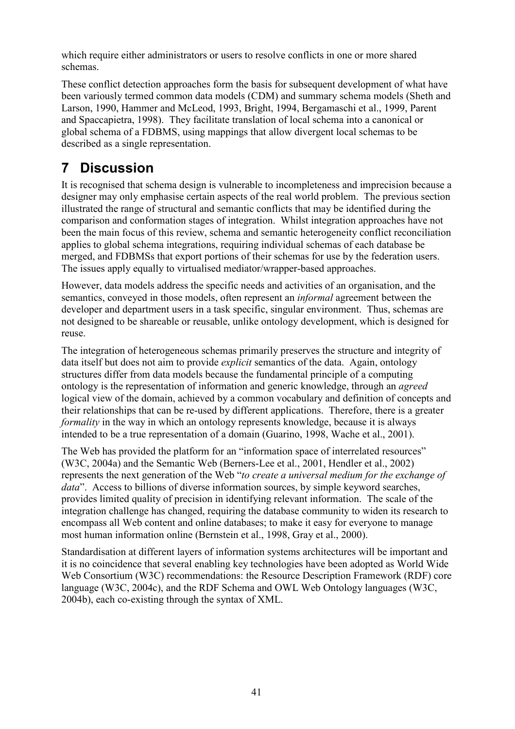which require either administrators or users to resolve conflicts in one or more shared schemas.

These conflict detection approaches form the basis for subsequent development of what have been variously termed common data models (CDM) and summary schema models (Sheth and Larson, 1990, Hammer and McLeod, 1993, Bright, 1994, Bergamaschi et al., 1999, Parent and Spaccapietra, 1998). They facilitate translation of local schema into a canonical or global schema of a FDBMS, using mappings that allow divergent local schemas to be described as a single representation.

# 7 Discussion

It is recognised that schema design is vulnerable to incompleteness and imprecision because a designer may only emphasise certain aspects of the real world problem. The previous section illustrated the range of structural and semantic conflicts that may be identified during the comparison and conformation stages of integration. Whilst integration approaches have not been the main focus of this review, schema and semantic heterogeneity conflict reconciliation applies to global schema integrations, requiring individual schemas of each database be merged, and FDBMSs that export portions of their schemas for use by the federation users. The issues apply equally to virtualised mediator/wrapper-based approaches.

However, data models address the specific needs and activities of an organisation, and the semantics, conveyed in those models, often represent an *informal* agreement between the developer and department users in a task specific, singular environment. Thus, schemas are not designed to be shareable or reusable, unlike ontology development, which is designed for reuse.

The integration of heterogeneous schemas primarily preserves the structure and integrity of data itself but does not aim to provide *explicit* semantics of the data. Again, ontology structures differ from data models because the fundamental principle of a computing ontology is the representation of information and generic knowledge, through an *agreed* logical view of the domain, achieved by a common vocabulary and definition of concepts and their relationships that can be re-used by different applications. Therefore, there is a greater *formality* in the way in which an ontology represents knowledge, because it is always intended to be a true representation of a domain (Guarino, 1998, Wache et al., 2001).

The Web has provided the platform for an "information space of interrelated resources" (W3C, 2004a) and the Semantic Web (Berners-Lee et al., 2001, Hendler et al., 2002) represents the next generation of the Web "*to create a universal medium for the exchange of data*". Access to billions of diverse information sources, by simple keyword searches, provides limited quality of precision in identifying relevant information. The scale of the integration challenge has changed, requiring the database community to widen its research to encompass all Web content and online databases; to make it easy for everyone to manage most human information online (Bernstein et al., 1998, Gray et al., 2000).

Standardisation at different layers of information systems architectures will be important and it is no coincidence that several enabling key technologies have been adopted as World Wide Web Consortium (W3C) recommendations: the Resource Description Framework (RDF) core language (W3C, 2004c), and the RDF Schema and OWL Web Ontology languages (W3C, 2004b), each co-existing through the syntax of XML.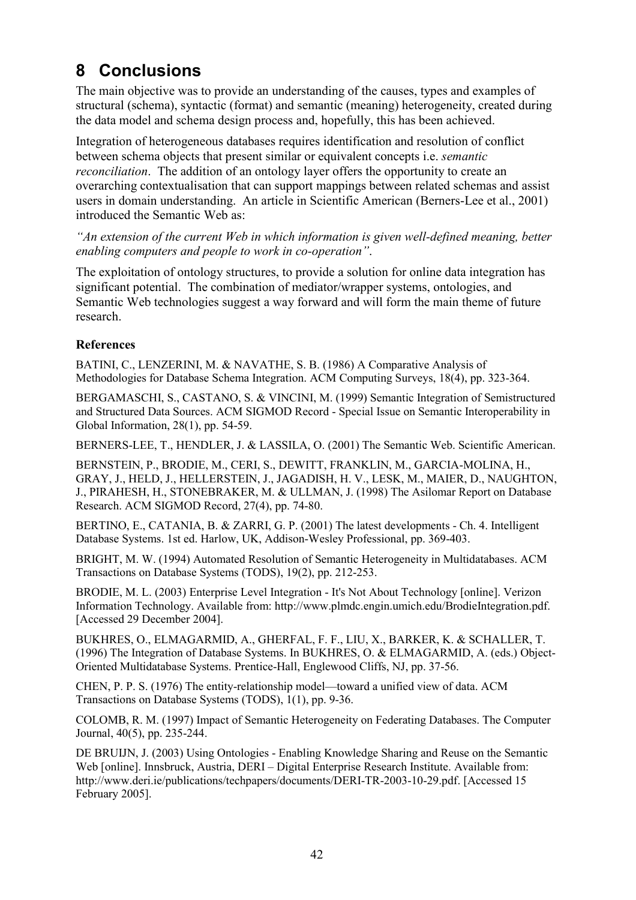# 8 Conclusions

The main objective was to provide an understanding of the causes, types and examples of structural (schema), syntactic (format) and semantic (meaning) heterogeneity, created during the data model and schema design process and, hopefully, this has been achieved.

Integration of heterogeneous databases requires identification and resolution of conflict between schema objects that present similar or equivalent concepts i.e. *semantic reconciliation*. The addition of an ontology layer offers the opportunity to create an overarching contextualisation that can support mappings between related schemas and assist users in domain understanding. An article in Scientific American (Berners-Lee et al., 2001) introduced the Semantic Web as:

*"An extension of the current Web in which information is given well-defined meaning, better enabling computers and people to work in co-operation"*.

The exploitation of ontology structures, to provide a solution for online data integration has significant potential. The combination of mediator/wrapper systems, ontologies, and Semantic Web technologies suggest a way forward and will form the main theme of future research.

### References

BATINI, C., LENZERINI, M. & NAVATHE, S. B. (1986) A Comparative Analysis of Methodologies for Database Schema Integration. ACM Computing Surveys, 18(4), pp. 323-364.

BERGAMASCHI, S., CASTANO, S. & VINCINI, M. (1999) Semantic Integration of Semistructured and Structured Data Sources. ACM SIGMOD Record - Special Issue on Semantic Interoperability in Global Information, 28(1), pp. 54-59.

BERNERS-LEE, T., HENDLER, J. & LASSILA, O. (2001) The Semantic Web. Scientific American.

BERNSTEIN, P., BRODIE, M., CERI, S., DEWITT, FRANKLIN, M., GARCIA-MOLINA, H., GRAY, J., HELD, J., HELLERSTEIN, J., JAGADISH, H. V., LESK, M., MAIER, D., NAUGHTON, J., PIRAHESH, H., STONEBRAKER, M. & ULLMAN, J. (1998) The Asilomar Report on Database Research. ACM SIGMOD Record, 27(4), pp. 74-80.

BERTINO, E., CATANIA, B. & ZARRI, G. P. (2001) The latest developments - Ch. 4. Intelligent Database Systems. 1st ed. Harlow, UK, Addison-Wesley Professional, pp. 369-403.

BRIGHT, M. W. (1994) Automated Resolution of Semantic Heterogeneity in Multidatabases. ACM Transactions on Database Systems (TODS), 19(2), pp. 212-253.

BRODIE, M. L. (2003) Enterprise Level Integration - It's Not About Technology [online]. Verizon Information Technology. Available from: http://www.plmdc.engin.umich.edu/BrodieIntegration.pdf. [Accessed 29 December 2004].

BUKHRES, O., ELMAGARMID, A., GHERFAL, F. F., LIU, X., BARKER, K. & SCHALLER, T. (1996) The Integration of Database Systems. In BUKHRES, O. & ELMAGARMID, A. (eds.) Object-Oriented Multidatabase Systems. Prentice-Hall, Englewood Cliffs, NJ, pp. 37-56.

CHEN, P. P. S. (1976) The entity-relationship model—toward a unified view of data. ACM Transactions on Database Systems (TODS), 1(1), pp. 9-36.

COLOMB, R. M. (1997) Impact of Semantic Heterogeneity on Federating Databases. The Computer Journal, 40(5), pp. 235-244.

DE BRUIJN, J. (2003) Using Ontologies - Enabling Knowledge Sharing and Reuse on the Semantic Web [online]. Innsbruck, Austria, DERI – Digital Enterprise Research Institute. Available from: http://www.deri.ie/publications/techpapers/documents/DERI-TR-2003-10-29.pdf. [Accessed 15 February 2005].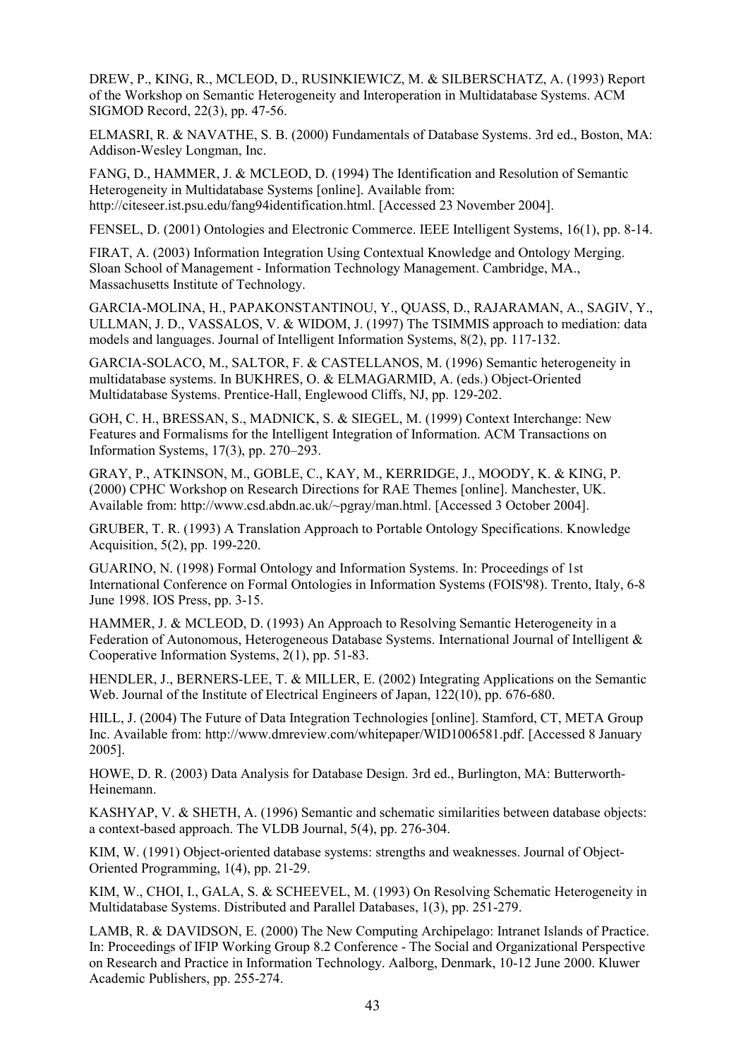DREW, P., KING, R., MCLEOD, D., RUSINKIEWICZ, M. & SILBERSCHATZ, A. (1993) Report of the Workshop on Semantic Heterogeneity and Interoperation in Multidatabase Systems. ACM SIGMOD Record, 22(3), pp. 47-56.

ELMASRI, R. & NAVATHE, S. B. (2000) Fundamentals of Database Systems. 3rd ed., Boston, MA: Addison-Wesley Longman, Inc.

FANG, D., HAMMER, J. & MCLEOD, D. (1994) The Identification and Resolution of Semantic Heterogeneity in Multidatabase Systems [online]. Available from: http://citeseer.ist.psu.edu/fang94identification.html. [Accessed 23 November 2004].

FENSEL, D. (2001) Ontologies and Electronic Commerce. IEEE Intelligent Systems, 16(1), pp. 8-14.

FIRAT, A. (2003) Information Integration Using Contextual Knowledge and Ontology Merging. Sloan School of Management - Information Technology Management. Cambridge, MA., Massachusetts Institute of Technology.

GARCIA-MOLINA, H., PAPAKONSTANTINOU, Y., QUASS, D., RAJARAMAN, A., SAGIV, Y., ULLMAN, J. D., VASSALOS, V. & WIDOM, J. (1997) The TSIMMIS approach to mediation: data models and languages. Journal of Intelligent Information Systems, 8(2), pp. 117-132.

GARCIA-SOLACO, M., SALTOR, F. & CASTELLANOS, M. (1996) Semantic heterogeneity in multidatabase systems. In BUKHRES, O. & ELMAGARMID, A. (eds.) Object-Oriented Multidatabase Systems. Prentice-Hall, Englewood Cliffs, NJ, pp. 129-202.

GOH, C. H., BRESSAN, S., MADNICK, S. & SIEGEL, M. (1999) Context Interchange: New Features and Formalisms for the Intelligent Integration of Information. ACM Transactions on Information Systems, 17(3), pp. 270–293.

GRAY, P., ATKINSON, M., GOBLE, C., KAY, M., KERRIDGE, J., MOODY, K. & KING, P. (2000) CPHC Workshop on Research Directions for RAE Themes [online]. Manchester, UK. Available from: http://www.csd.abdn.ac.uk/~pgray/man.html. [Accessed 3 October 2004].

GRUBER, T. R. (1993) A Translation Approach to Portable Ontology Specifications. Knowledge Acquisition, 5(2), pp. 199-220.

GUARINO, N. (1998) Formal Ontology and Information Systems. In: Proceedings of 1st International Conference on Formal Ontologies in Information Systems (FOIS'98). Trento, Italy, 6-8 June 1998. IOS Press, pp. 3-15.

HAMMER, J. & MCLEOD, D. (1993) An Approach to Resolving Semantic Heterogeneity in a Federation of Autonomous, Heterogeneous Database Systems. International Journal of Intelligent & Cooperative Information Systems, 2(1), pp. 51-83.

HENDLER, J., BERNERS-LEE, T. & MILLER, E. (2002) Integrating Applications on the Semantic Web. Journal of the Institute of Electrical Engineers of Japan, 122(10), pp. 676-680.

HILL, J. (2004) The Future of Data Integration Technologies [online]. Stamford, CT, META Group Inc. Available from: http://www.dmreview.com/whitepaper/WID1006581.pdf. [Accessed 8 January 2005].

HOWE, D. R. (2003) Data Analysis for Database Design. 3rd ed., Burlington, MA: Butterworth-Heinemann.

KASHYAP, V. & SHETH, A. (1996) Semantic and schematic similarities between database objects: a context-based approach. The VLDB Journal, 5(4), pp. 276-304.

KIM, W. (1991) Object-oriented database systems: strengths and weaknesses. Journal of Object-Oriented Programming, 1(4), pp. 21-29.

KIM, W., CHOI, I., GALA, S. & SCHEEVEL, M. (1993) On Resolving Schematic Heterogeneity in Multidatabase Systems. Distributed and Parallel Databases, 1(3), pp. 251-279.

LAMB, R. & DAVIDSON, E. (2000) The New Computing Archipelago: Intranet Islands of Practice. In: Proceedings of IFIP Working Group 8.2 Conference - The Social and Organizational Perspective on Research and Practice in Information Technology. Aalborg, Denmark, 10-12 June 2000. Kluwer Academic Publishers, pp. 255-274.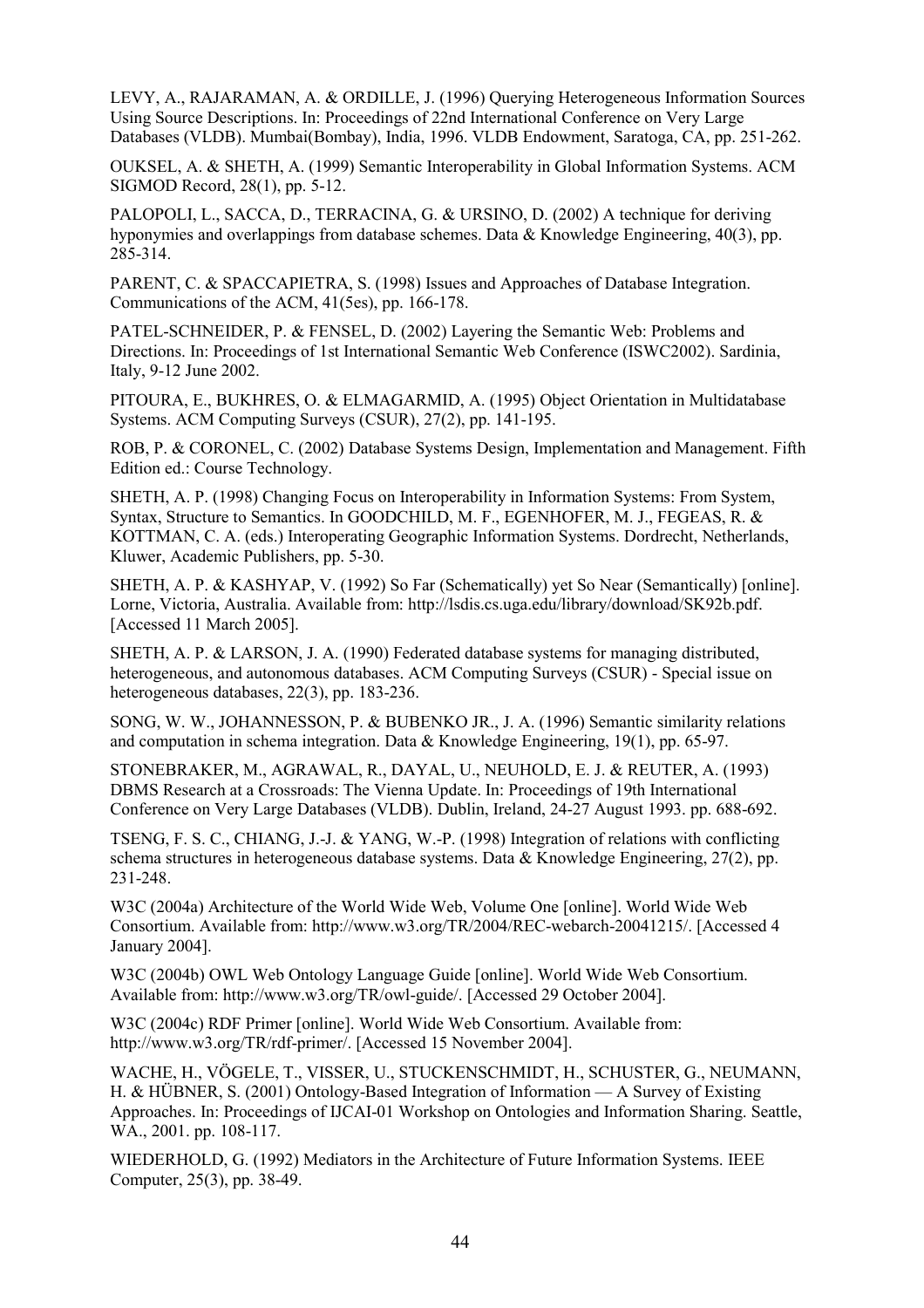LEVY, A., RAJARAMAN, A. & ORDILLE, J. (1996) Querying Heterogeneous Information Sources Using Source Descriptions. In: Proceedings of 22nd International Conference on Very Large Databases (VLDB). Mumbai(Bombay), India, 1996. VLDB Endowment, Saratoga, CA, pp. 251-262.

OUKSEL, A. & SHETH, A. (1999) Semantic Interoperability in Global Information Systems. ACM SIGMOD Record, 28(1), pp. 5-12.

PALOPOLI, L., SACCA, D., TERRACINA, G. & URSINO, D. (2002) A technique for deriving hyponymies and overlappings from database schemes. Data & Knowledge Engineering, 40(3), pp. 285-314.

PARENT, C. & SPACCAPIETRA, S. (1998) Issues and Approaches of Database Integration. Communications of the ACM, 41(5es), pp. 166-178.

PATEL-SCHNEIDER, P. & FENSEL, D. (2002) Layering the Semantic Web: Problems and Directions. In: Proceedings of 1st International Semantic Web Conference (ISWC2002). Sardinia, Italy, 9-12 June 2002.

PITOURA, E., BUKHRES, O. & ELMAGARMID, A. (1995) Object Orientation in Multidatabase Systems. ACM Computing Surveys (CSUR), 27(2), pp. 141-195.

ROB, P. & CORONEL, C. (2002) Database Systems Design, Implementation and Management. Fifth Edition ed.: Course Technology.

SHETH, A. P. (1998) Changing Focus on Interoperability in Information Systems: From System, Syntax, Structure to Semantics. In GOODCHILD, M. F., EGENHOFER, M. J., FEGEAS, R. & KOTTMAN, C. A. (eds.) Interoperating Geographic Information Systems. Dordrecht, Netherlands, Kluwer, Academic Publishers, pp. 5-30.

SHETH, A. P. & KASHYAP, V. (1992) So Far (Schematically) yet So Near (Semantically) [online]. Lorne, Victoria, Australia. Available from: http://lsdis.cs.uga.edu/library/download/SK92b.pdf. [Accessed 11 March 2005].

SHETH, A. P. & LARSON, J. A. (1990) Federated database systems for managing distributed, heterogeneous, and autonomous databases. ACM Computing Surveys (CSUR) - Special issue on heterogeneous databases, 22(3), pp. 183-236.

SONG, W. W., JOHANNESSON, P. & BUBENKO JR., J. A. (1996) Semantic similarity relations and computation in schema integration. Data & Knowledge Engineering, 19(1), pp. 65-97.

STONEBRAKER, M., AGRAWAL, R., DAYAL, U., NEUHOLD, E. J. & REUTER, A. (1993) DBMS Research at a Crossroads: The Vienna Update. In: Proceedings of 19th International Conference on Very Large Databases (VLDB). Dublin, Ireland, 24-27 August 1993. pp. 688-692.

TSENG, F. S. C., CHIANG, J.-J. & YANG, W.-P. (1998) Integration of relations with conflicting schema structures in heterogeneous database systems. Data & Knowledge Engineering, 27(2), pp. 231-248.

W3C (2004a) Architecture of the World Wide Web, Volume One [online]. World Wide Web Consortium. Available from: http://www.w3.org/TR/2004/REC-webarch-20041215/. [Accessed 4 January 2004].

W3C (2004b) OWL Web Ontology Language Guide [online]. World Wide Web Consortium. Available from: http://www.w3.org/TR/owl-guide/. [Accessed 29 October 2004].

W3C (2004c) RDF Primer [online]. World Wide Web Consortium. Available from: http://www.w3.org/TR/rdf-primer/. [Accessed 15 November 2004].

WACHE, H., VÖGELE, T., VISSER, U., STUCKENSCHMIDT, H., SCHUSTER, G., NEUMANN, H. & HÜBNER, S. (2001) Ontology-Based Integration of Information — A Survey of Existing Approaches. In: Proceedings of IJCAI-01 Workshop on Ontologies and Information Sharing. Seattle, WA., 2001. pp. 108-117.

WIEDERHOLD, G. (1992) Mediators in the Architecture of Future Information Systems. IEEE Computer, 25(3), pp. 38-49.